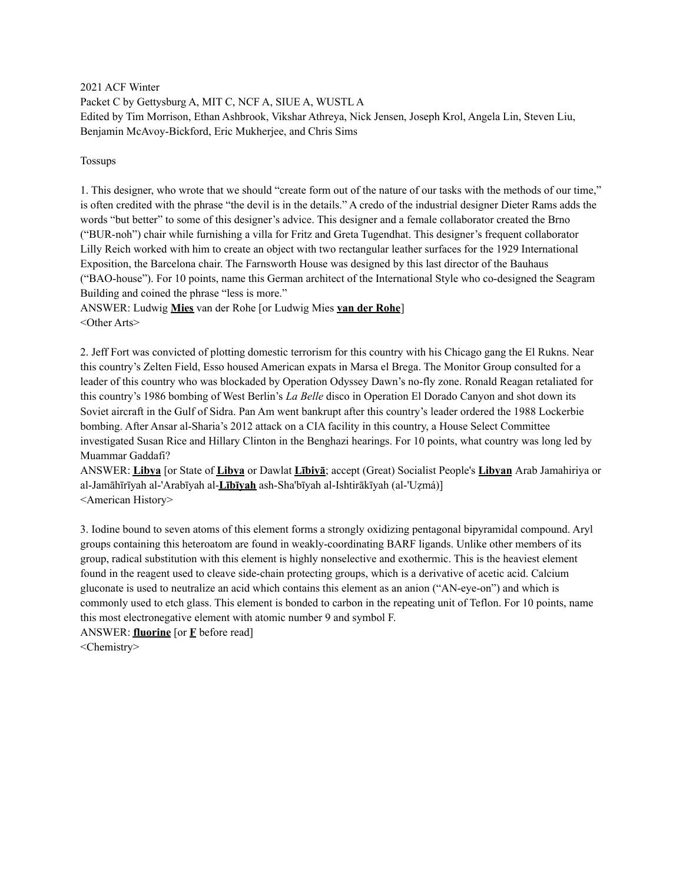2021 ACF Winter
Packet C by Gettysburg A, MIT C, NCF A, SIUE A, WUSTL A
Edited by Tim Morrison, Ethan Ashbrook, Vikshar Athreya, Nick Jensen, Joseph Krol, Angela Lin, Steven Liu, Benjamin McAvoy-Bickford, Eric Mukherjee, and Chris Sims

Tossups

1. This designer, who wrote that we should "create form out of the nature of our tasks with the methods of our time," is often credited with the phrase "the devil is in the details." A credo of the industrial designer Dieter Rams adds the words "but better" to some of this designer's advice. This designer and a female collaborator created the Brno ("BUR-noh") chair while furnishing a villa for Fritz and Greta Tugendhat. This designer's frequent collaborator Lilly Reich worked with him to create an object with two rectangular leather surfaces for the 1929 International Exposition, the Barcelona chair. The Farnsworth House was designed by this last director of the Bauhaus ("BAO-house"). For 10 points, name this German architect of the International Style who co-designed the Seagram Building and coined the phrase "less is more."
ANSWER: Ludwig **Mies** van der Rohe [or Ludwig Mies **van der Rohe**]
<Other Arts>

2. Jeff Fort was convicted of plotting domestic terrorism for this country with his Chicago gang the El Rukns. Near this country's Zelten Field, Esso housed American expats in Marsa el Brega. The Monitor Group consulted for a leader of this country who was blockaded by Operation Odyssey Dawn's no-fly zone. Ronald Reagan retaliated for this country's 1986 bombing of West Berlin's *La Belle* disco in Operation El Dorado Canyon and shot down its Soviet aircraft in the Gulf of Sidra. Pan Am went bankrupt after this country's leader ordered the 1988 Lockerbie bombing. After Ansar al-Sharia's 2012 attack on a CIA facility in this country, a House Select Committee investigated Susan Rice and Hillary Clinton in the Benghazi hearings. For 10 points, what country was long led by Muammar Gaddafi?
ANSWER: **Libya** [or State of **Libya** or Dawlat **Lībiyā**; accept (Great) Socialist People's **Libyan** Arab Jamahiriya or al-Jamāhīrīyah al-'Arabīyah al-**Lībīyah** ash-Sha'bīyah al-Ishtirākīyah (al-'Uẓmá)]
<American History>

3. Iodine bound to seven atoms of this element forms a strongly oxidizing pentagonal bipyramidal compound. Aryl groups containing this heteroatom are found in weakly-coordinating BARF ligands. Unlike other members of its group, radical substitution with this element is highly nonselective and exothermic. This is the heaviest element found in the reagent used to cleave side-chain protecting groups, which is a derivative of acetic acid. Calcium gluconate is used to neutralize an acid which contains this element as an anion ("AN-eye-on") and which is commonly used to etch glass. This element is bonded to carbon in the repeating unit of Teflon. For 10 points, name this most electronegative element with atomic number 9 and symbol F.
ANSWER: **fluorine** [or **F** before read]
<Chemistry>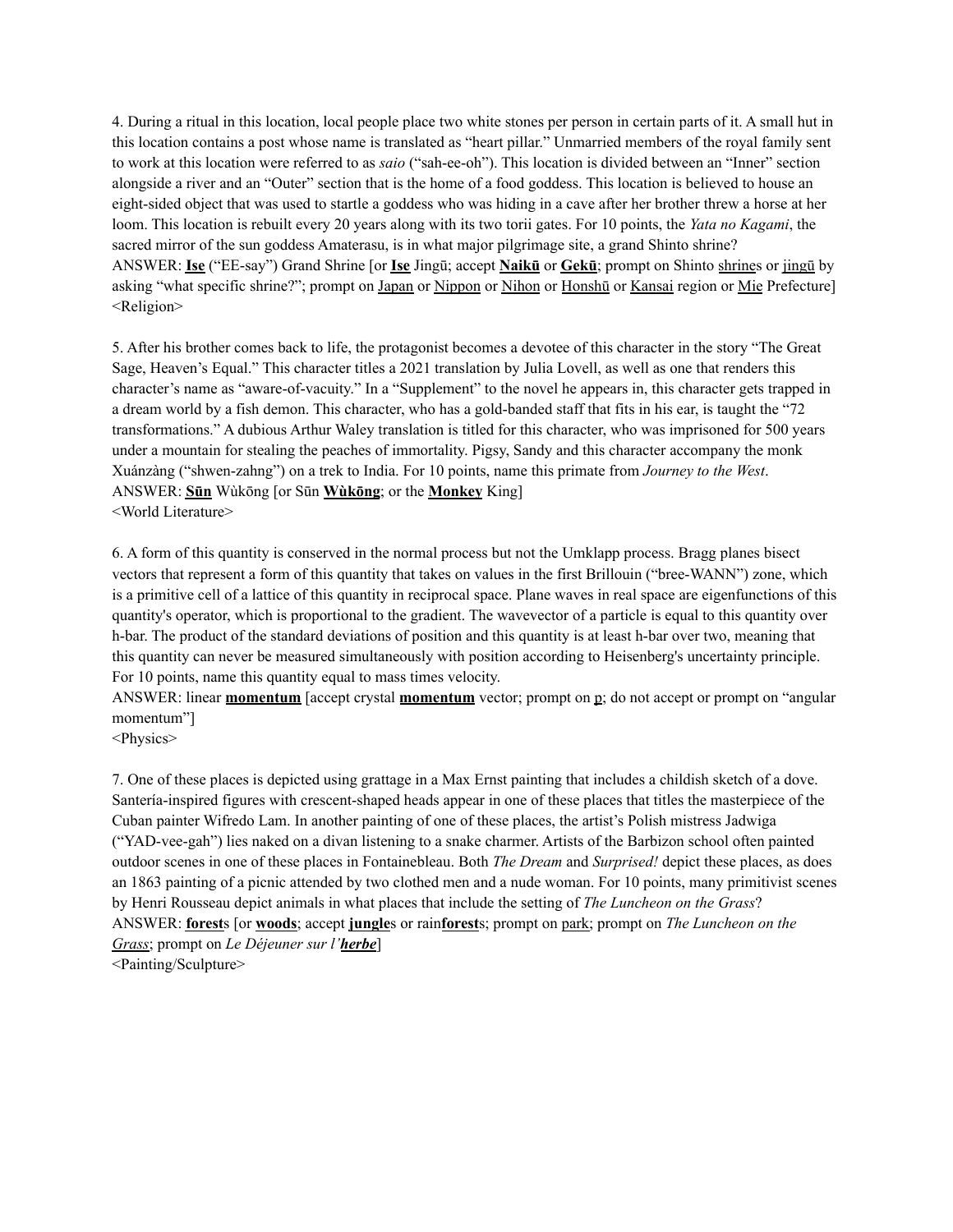4. During a ritual in this location, local people place two white stones per person in certain parts of it. A small hut in this location contains a post whose name is translated as "heart pillar." Unmarried members of the royal family sent to work at this location were referred to as *saio* ("sah-ee-oh"). This location is divided between an "Inner" section alongside a river and an "Outer" section that is the home of a food goddess. This location is believed to house an eight-sided object that was used to startle a goddess who was hiding in a cave after her brother threw a horse at her loom. This location is rebuilt every 20 years along with its two torii gates. For 10 points, the *Yata no Kagami*, the sacred mirror of the sun goddess Amaterasu, is in what major pilgrimage site, a grand Shinto shrine?
ANSWER: **<u>Ise</u>** ("EE-say") Grand Shrine [or **<u>Ise</u>** Jingū; accept **<u>Naikū</u>** or **<u>Gekū</u>**; prompt on Shinto <u>shrine</u>s or <u>jingū</u> by asking "what specific shrine?"; prompt on <u>Japan</u> or <u>Nippon</u> or <u>Nihon</u> or <u>Honshū</u> or <u>Kansai</u> region or <u>Mie</u> Prefecture]
<Religion>

5. After his brother comes back to life, the protagonist becomes a devotee of this character in the story "The Great Sage, Heaven's Equal." This character titles a 2021 translation by Julia Lovell, as well as one that renders this character's name as "aware-of-vacuity." In a "Supplement" to the novel he appears in, this character gets trapped in a dream world by a fish demon. This character, who has a gold-banded staff that fits in his ear, is taught the "72 transformations." A dubious Arthur Waley translation is titled for this character, who was imprisoned for 500 years under a mountain for stealing the peaches of immortality. Pigsy, Sandy and this character accompany the monk Xuánzàng ("shwen-zahng") on a trek to India. For 10 points, name this primate from *Journey to the West*.
ANSWER: **<u>Sūn</u>** Wùkōng [or Sūn **<u>Wùkōng</u>**; or the **<u>Monkey</u>** King]
<World Literature>

6. A form of this quantity is conserved in the normal process but not the Umklapp process. Bragg planes bisect vectors that represent a form of this quantity that takes on values in the first Brillouin ("bree-WANN") zone, which is a primitive cell of a lattice of this quantity in reciprocal space. Plane waves in real space are eigenfunctions of this quantity's operator, which is proportional to the gradient. The wavevector of a particle is equal to this quantity over h-bar. The product of the standard deviations of position and this quantity is at least h-bar over two, meaning that this quantity can never be measured simultaneously with position according to Heisenberg's uncertainty principle. For 10 points, name this quantity equal to mass times velocity.
ANSWER: linear **<u>momentum</u>** [accept crystal **<u>momentum</u>** vector; prompt on <u>p</u>; do not accept or prompt on "angular momentum"]
<Physics>

7. One of these places is depicted using grattage in a Max Ernst painting that includes a childish sketch of a dove. Santería-inspired figures with crescent-shaped heads appear in one of these places that titles the masterpiece of the Cuban painter Wifredo Lam. In another painting of one of these places, the artist's Polish mistress Jadwiga ("YAD-vee-gah") lies naked on a divan listening to a snake charmer. Artists of the Barbizon school often painted outdoor scenes in one of these places in Fontainebleau. Both *The Dream* and *Surprised!* depict these places, as does an 1863 painting of a picnic attended by two clothed men and a nude woman. For 10 points, many primitivist scenes by Henri Rousseau depict animals in what places that include the setting of *The Luncheon on the Grass*?
ANSWER: **<u>forest</u>**s [or **<u>woods</u>**; accept **<u>jungle</u>**s or rain**<u>forest</u>**s; prompt on <u>park</u>; prompt on <u>*The Luncheon on the Grass*</u>; prompt on *Le Déjeuner sur l'**<u>herbe</u>***]
<Painting/Sculpture>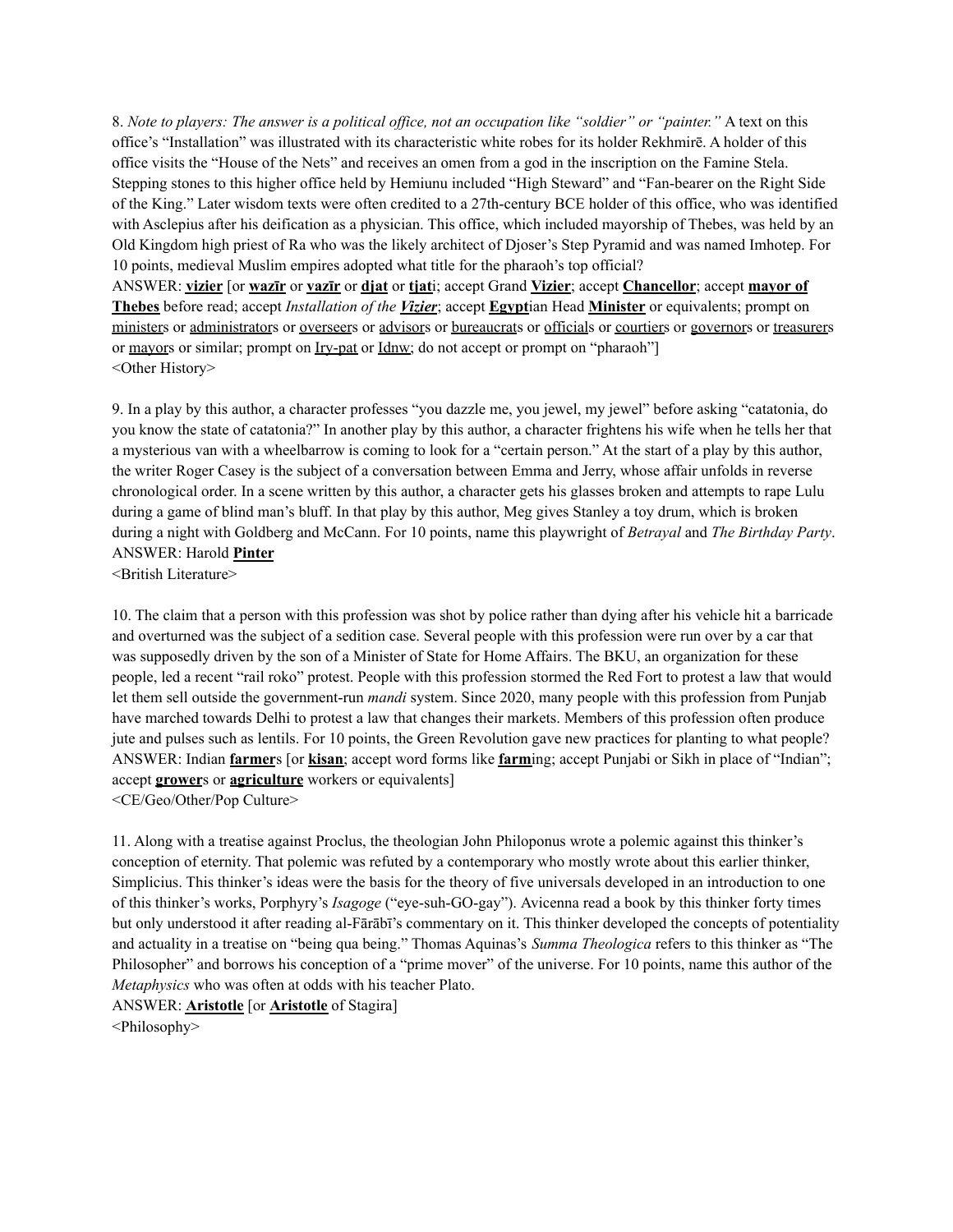8. *Note to players: The answer is a political office, not an occupation like "soldier" or "painter."* A text on this office's "Installation" was illustrated with its characteristic white robes for its holder Rekhmirē. A holder of this office visits the "House of the Nets" and receives an omen from a god in the inscription on the Famine Stela. Stepping stones to this higher office held by Hemiunu included "High Steward" and "Fan-bearer on the Right Side of the King." Later wisdom texts were often credited to a 27th-century BCE holder of this office, who was identified with Asclepius after his deification as a physician. This office, which included mayorship of Thebes, was held by an Old Kingdom high priest of Ra who was the likely architect of Djoser's Step Pyramid and was named Imhotep. For 10 points, medieval Muslim empires adopted what title for the pharaoh's top official?

ANSWER: **vizier** [or **wazīr** or **vazīr** or **djat** or **tjat**i; accept Grand **Vizier**; accept **Chancellor**; accept **mayor of Thebes** before read; accept *Installation of the **Vizier***; accept **Egypt**ian Head **Minister** or equivalents; prompt on ministers or administrators or overseers or advisors or bureaucrats or officials or courtiers or governors or treasurers or mayors or similar; prompt on Iry-pat or Idnw; do not accept or prompt on "pharaoh"]

<Other History>

9. In a play by this author, a character professes "you dazzle me, you jewel, my jewel" before asking "catatonia, do you know the state of catatonia?" In another play by this author, a character frightens his wife when he tells her that a mysterious van with a wheelbarrow is coming to look for a "certain person." At the start of a play by this author, the writer Roger Casey is the subject of a conversation between Emma and Jerry, whose affair unfolds in reverse chronological order. In a scene written by this author, a character gets his glasses broken and attempts to rape Lulu during a game of blind man's bluff. In that play by this author, Meg gives Stanley a toy drum, which is broken during a night with Goldberg and McCann. For 10 points, name this playwright of *Betrayal* and *The Birthday Party*.

ANSWER: Harold **Pinter**

<British Literature>

10. The claim that a person with this profession was shot by police rather than dying after his vehicle hit a barricade and overturned was the subject of a sedition case. Several people with this profession were run over by a car that was supposedly driven by the son of a Minister of State for Home Affairs. The BKU, an organization for these people, led a recent "rail roko" protest. People with this profession stormed the Red Fort to protest a law that would let them sell outside the government-run *mandi* system. Since 2020, many people with this profession from Punjab have marched towards Delhi to protest a law that changes their markets. Members of this profession often produce jute and pulses such as lentils. For 10 points, the Green Revolution gave new practices for planting to what people?

ANSWER: Indian **farmer**s [or **kisan**; accept word forms like **farm**ing; accept Punjabi or Sikh in place of "Indian"; accept **grower**s or **agriculture** workers or equivalents]

<CE/Geo/Other/Pop Culture>

11. Along with a treatise against Proclus, the theologian John Philoponus wrote a polemic against this thinker's conception of eternity. That polemic was refuted by a contemporary who mostly wrote about this earlier thinker, Simplicius. This thinker's ideas were the basis for the theory of five universals developed in an introduction to one of this thinker's works, Porphyry's *Isagoge* ("eye-suh-GO-gay"). Avicenna read a book by this thinker forty times but only understood it after reading al-Fārābī's commentary on it. This thinker developed the concepts of potentiality and actuality in a treatise on "being qua being." Thomas Aquinas's *Summa Theologica* refers to this thinker as "The Philosopher" and borrows his conception of a "prime mover" of the universe. For 10 points, name this author of the *Metaphysics* who was often at odds with his teacher Plato.

ANSWER: **Aristotle** [or **Aristotle** of Stagira]

<Philosophy>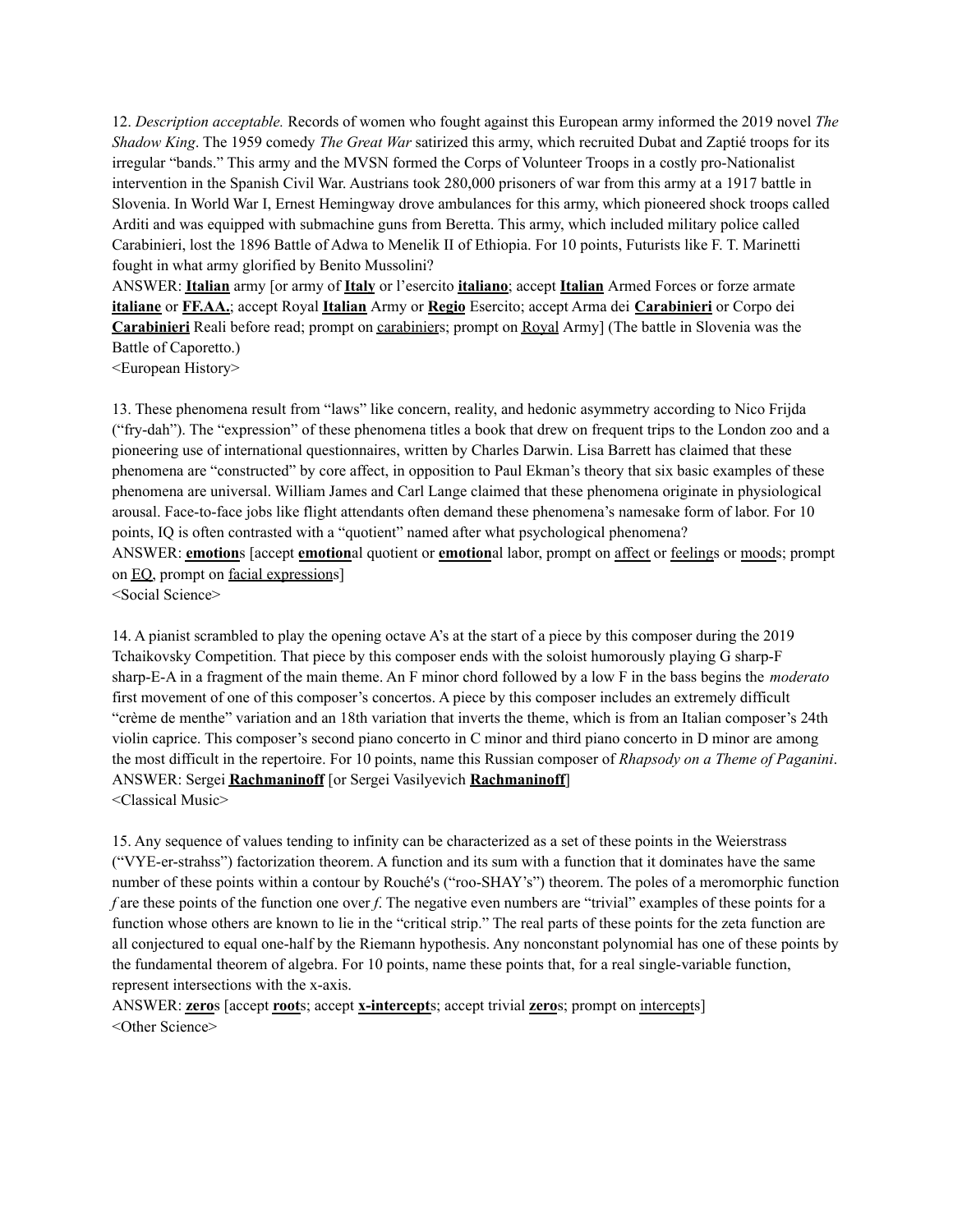12. *Description acceptable.* Records of women who fought against this European army informed the 2019 novel *The Shadow King*. The 1959 comedy *The Great War* satirized this army, which recruited Dubat and Zaptié troops for its irregular "bands." This army and the MVSN formed the Corps of Volunteer Troops in a costly pro-Nationalist intervention in the Spanish Civil War. Austrians took 280,000 prisoners of war from this army at a 1917 battle in Slovenia. In World War I, Ernest Hemingway drove ambulances for this army, which pioneered shock troops called Arditi and was equipped with submachine guns from Beretta. This army, which included military police called Carabinieri, lost the 1896 Battle of Adwa to Menelik II of Ethiopia. For 10 points, Futurists like F. T. Marinetti fought in what army glorified by Benito Mussolini?

ANSWER: **Italian** army [or army of **Italy** or l'esercito **italiano**; accept **Italian** Armed Forces or forze armate **italiane** or **FF.AA.**; accept Royal **Italian** Army or **Regio** Esercito; accept Arma dei **Carabinieri** or Corpo dei **Carabinieri** Reali before read; prompt on carabiniers; prompt on Royal Army] (The battle in Slovenia was the Battle of Caporetto.)

<European History>

13. These phenomena result from "laws" like concern, reality, and hedonic asymmetry according to Nico Frijda ("fry-dah"). The "expression" of these phenomena titles a book that drew on frequent trips to the London zoo and a pioneering use of international questionnaires, written by Charles Darwin. Lisa Barrett has claimed that these phenomena are "constructed" by core affect, in opposition to Paul Ekman's theory that six basic examples of these phenomena are universal. William James and Carl Lange claimed that these phenomena originate in physiological arousal. Face-to-face jobs like flight attendants often demand these phenomena's namesake form of labor. For 10 points, IQ is often contrasted with a "quotient" named after what psychological phenomena?

ANSWER: **emotion**s [accept **emotion**al quotient or **emotion**al labor, prompt on affect or feelings or moods; prompt on EQ, prompt on facial expressions]

<Social Science>

14. A pianist scrambled to play the opening octave A's at the start of a piece by this composer during the 2019 Tchaikovsky Competition. That piece by this composer ends with the soloist humorously playing G sharp-F sharp-E-A in a fragment of the main theme. An F minor chord followed by a low F in the bass begins the *moderato* first movement of one of this composer's concertos. A piece by this composer includes an extremely difficult "crème de menthe" variation and an 18th variation that inverts the theme, which is from an Italian composer's 24th violin caprice. This composer's second piano concerto in C minor and third piano concerto in D minor are among the most difficult in the repertoire. For 10 points, name this Russian composer of *Rhapsody on a Theme of Paganini*.

ANSWER: Sergei **Rachmaninoff** [or Sergei Vasilyevich **Rachmaninoff**]

<Classical Music>

15. Any sequence of values tending to infinity can be characterized as a set of these points in the Weierstrass ("VYE-er-strahss") factorization theorem. A function and its sum with a function that it dominates have the same number of these points within a contour by Rouché's ("roo-SHAY's") theorem. The poles of a meromorphic function $f$ are these points of the function one over $f$. The negative even numbers are "trivial" examples of these points for a function whose others are known to lie in the "critical strip." The real parts of these points for the zeta function are all conjectured to equal one-half by the Riemann hypothesis. Any nonconstant polynomial has one of these points by the fundamental theorem of algebra. For 10 points, name these points that, for a real single-variable function, represent intersections with the x-axis.

ANSWER: **zero**s [accept **root**s; accept **x-intercept**s; accept trivial **zero**s; prompt on intercepts]

<Other Science>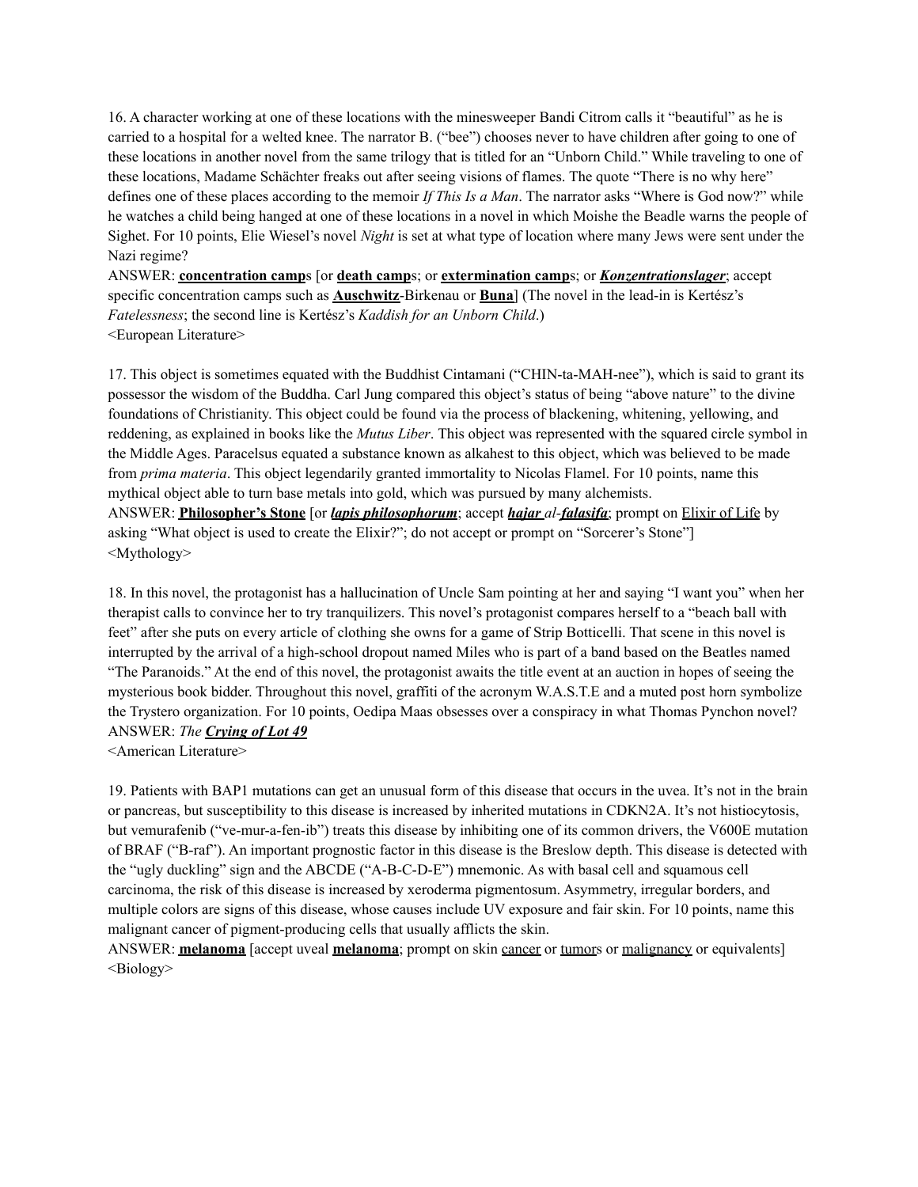16. A character working at one of these locations with the minesweeper Bandi Citrom calls it "beautiful" as he is carried to a hospital for a welted knee. The narrator B. ("bee") chooses never to have children after going to one of these locations in another novel from the same trilogy that is titled for an "Unborn Child." While traveling to one of these locations, Madame Schächter freaks out after seeing visions of flames. The quote "There is no why here" defines one of these places according to the memoir *If This Is a Man*. The narrator asks "Where is God now?" while he watches a child being hanged at one of these locations in a novel in which Moishe the Beadle warns the people of Sighet. For 10 points, Elie Wiesel's novel *Night* is set at what type of location where many Jews were sent under the Nazi regime?

ANSWER: **concentration camp**s [or **death camp**s; or **extermination camp**s; or ***Konzentrationslager***; accept specific concentration camps such as **Auschwitz**-Birkenau or **Buna**] (The novel in the lead-in is Kertész's *Fatelessness*; the second line is Kertész's *Kaddish for an Unborn Child*.)

<European Literature>

17. This object is sometimes equated with the Buddhist Cintamani ("CHIN-ta-MAH-nee"), which is said to grant its possessor the wisdom of the Buddha. Carl Jung compared this object's status of being "above nature" to the divine foundations of Christianity. This object could be found via the process of blackening, whitening, yellowing, and reddening, as explained in books like the *Mutus Liber*. This object was represented with the squared circle symbol in the Middle Ages. Paracelsus equated a substance known as alkahest to this object, which was believed to be made from *prima materia*. This object legendarily granted immortality to Nicolas Flamel. For 10 points, name this mythical object able to turn base metals into gold, which was pursued by many alchemists.

ANSWER: **Philosopher's Stone** [or ***lapis philosophorum***; accept ***hajar** al-**falasifa***; prompt on Elixir of Life by asking "What object is used to create the Elixir?"; do not accept or prompt on "Sorcerer's Stone"]

<Mythology>

18. In this novel, the protagonist has a hallucination of Uncle Sam pointing at her and saying "I want you" when her therapist calls to convince her to try tranquilizers. This novel's protagonist compares herself to a "beach ball with feet" after she puts on every article of clothing she owns for a game of Strip Botticelli. That scene in this novel is interrupted by the arrival of a high-school dropout named Miles who is part of a band based on the Beatles named "The Paranoids." At the end of this novel, the protagonist awaits the title event at an auction in hopes of seeing the mysterious book bidder. Throughout this novel, graffiti of the acronym W.A.S.T.E and a muted post horn symbolize the Trystero organization. For 10 points, Oedipa Maas obsesses over a conspiracy in what Thomas Pynchon novel?

ANSWER: *The **Crying of Lot 49***

<American Literature>

19. Patients with BAP1 mutations can get an unusual form of this disease that occurs in the uvea. It's not in the brain or pancreas, but susceptibility to this disease is increased by inherited mutations in CDKN2A. It's not histiocytosis, but vemurafenib ("ve-mur-a-fen-ib") treats this disease by inhibiting one of its common drivers, the V600E mutation of BRAF ("B-raf"). An important prognostic factor in this disease is the Breslow depth. This disease is detected with the "ugly duckling" sign and the ABCDE ("A-B-C-D-E") mnemonic. As with basal cell and squamous cell carcinoma, the risk of this disease is increased by xeroderma pigmentosum. Asymmetry, irregular borders, and multiple colors are signs of this disease, whose causes include UV exposure and fair skin. For 10 points, name this malignant cancer of pigment-producing cells that usually afflicts the skin.

ANSWER: **melanoma** [accept uveal **melanoma**; prompt on skin cancer or tumors or malignancy or equivalents]

<Biology>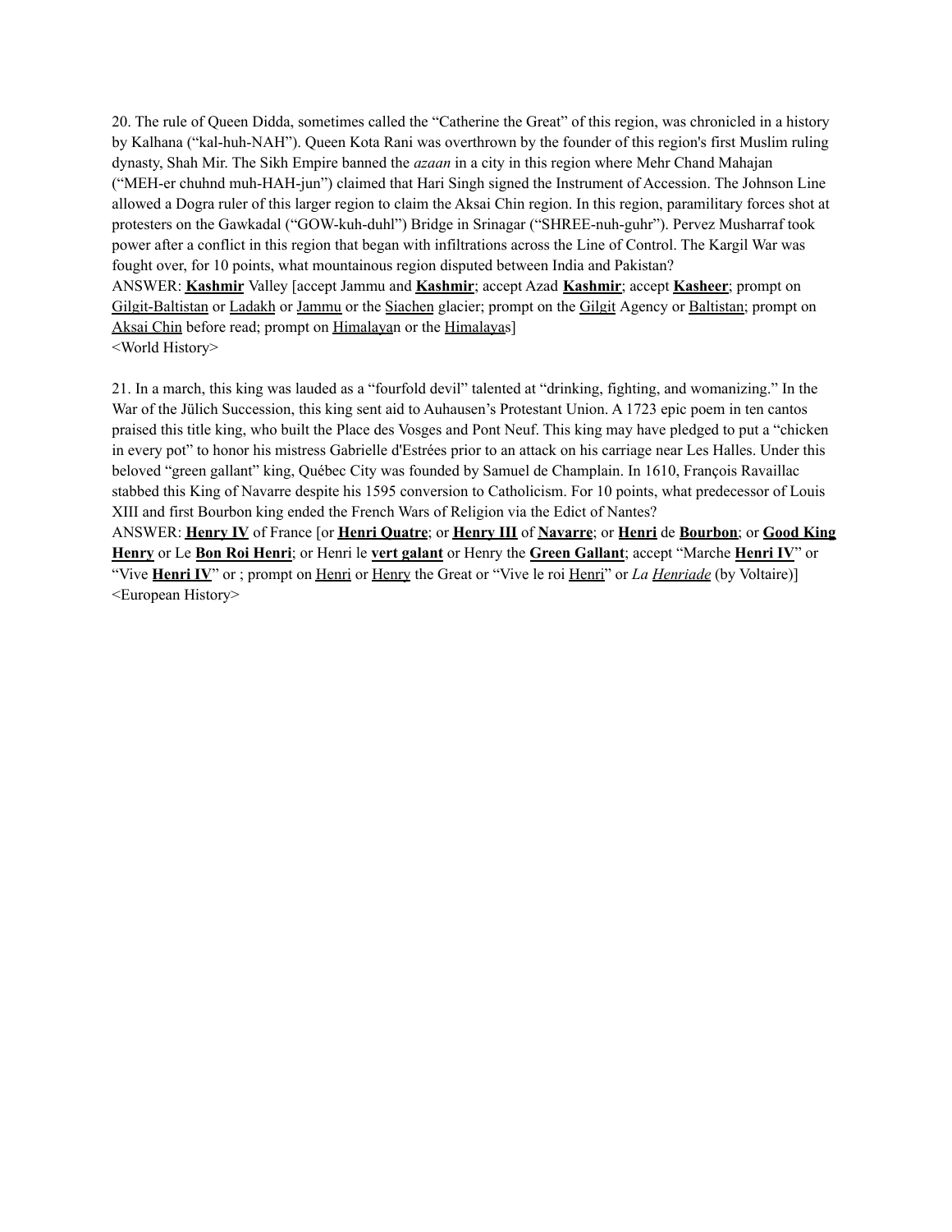20. The rule of Queen Didda, sometimes called the "Catherine the Great" of this region, was chronicled in a history by Kalhana ("kal-huh-NAH"). Queen Kota Rani was overthrown by the founder of this region's first Muslim ruling dynasty, Shah Mir. The Sikh Empire banned the *azaan* in a city in this region where Mehr Chand Mahajan ("MEH-er chuhnd muh-HAH-jun") claimed that Hari Singh signed the Instrument of Accession. The Johnson Line allowed a Dogra ruler of this larger region to claim the Aksai Chin region. In this region, paramilitary forces shot at protesters on the Gawkadal ("GOW-kuh-duhl") Bridge in Srinagar ("SHREE-nuh-guhr"). Pervez Musharraf took power after a conflict in this region that began with infiltrations across the Line of Control. The Kargil War was fought over, for 10 points, what mountainous region disputed between India and Pakistan?

ANSWER: **Kashmir** Valley [accept Jammu and **Kashmir**; accept Azad **Kashmir**; accept **Kasheer**; prompt on Gilgit-Baltistan or Ladakh or Jammu or the Siachen glacier; prompt on the Gilgit Agency or Baltistan; prompt on Aksai Chin before read; prompt on Himalayan or the Himalayas]

<World History>

21. In a march, this king was lauded as a "fourfold devil" talented at "drinking, fighting, and womanizing." In the War of the Jülich Succession, this king sent aid to Auhausen's Protestant Union. A 1723 epic poem in ten cantos praised this title king, who built the Place des Vosges and Pont Neuf. This king may have pledged to put a "chicken in every pot" to honor his mistress Gabrielle d'Estrées prior to an attack on his carriage near Les Halles. Under this beloved "green gallant" king, Québec City was founded by Samuel de Champlain. In 1610, François Ravaillac stabbed this King of Navarre despite his 1595 conversion to Catholicism. For 10 points, what predecessor of Louis XIII and first Bourbon king ended the French Wars of Religion via the Edict of Nantes?

ANSWER: **Henry IV** of France [or **Henri Quatre**; or **Henry III** of **Navarre**; or **Henri** de **Bourbon**; or **Good King Henry** or Le **Bon Roi Henri**; or Henri le **vert galant** or Henry the **Green Gallant**; accept "Marche **Henri IV**" or "Vive **Henri IV**" or ; prompt on Henri or Henry the Great or "Vive le roi Henri" or *La Henriade* (by Voltaire)]

<European History>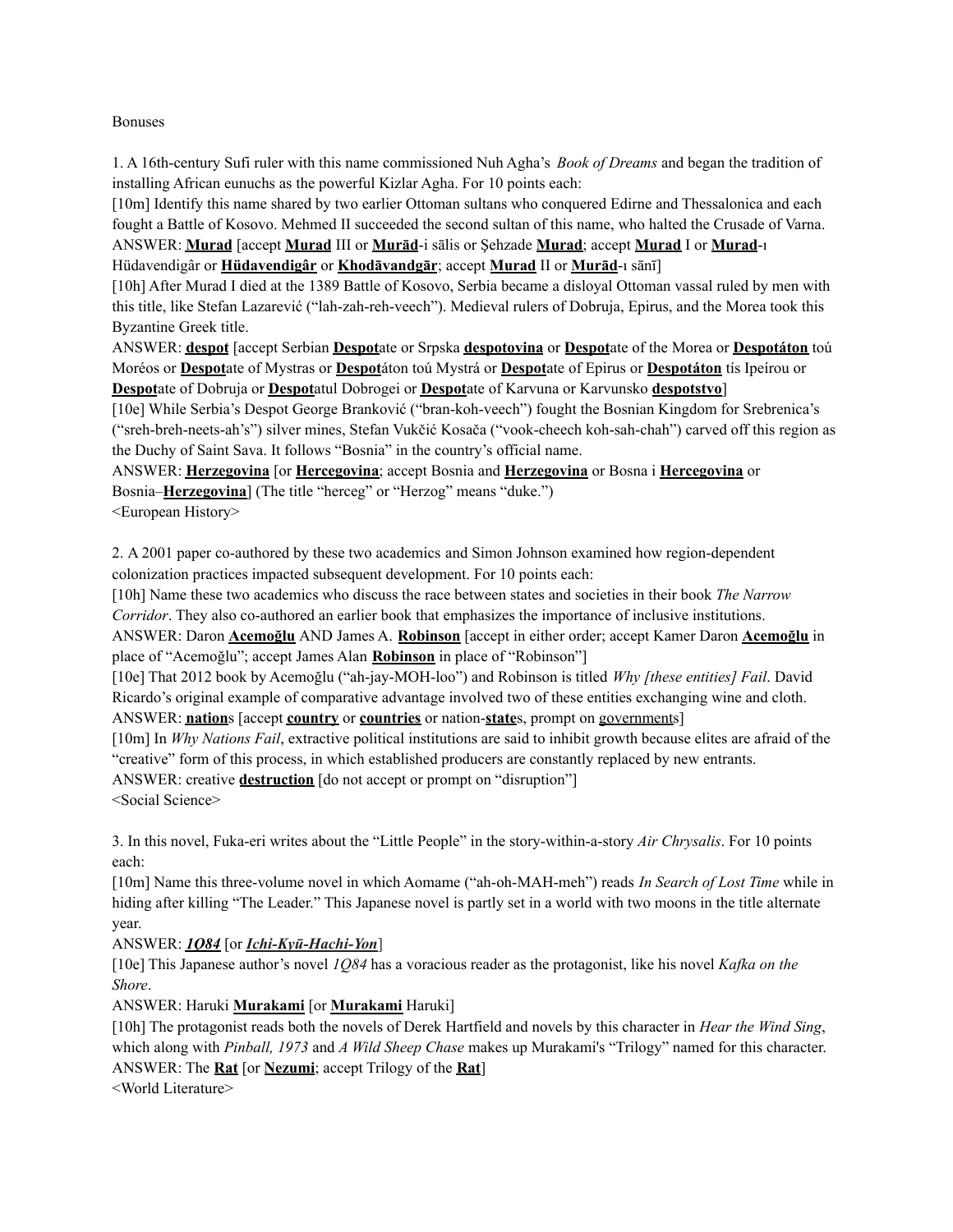Bonuses

1. A 16th-century Sufi ruler with this name commissioned Nuh Agha's *Book of Dreams* and began the tradition of installing African eunuchs as the powerful Kizlar Agha. For 10 points each:

[10m] Identify this name shared by two earlier Ottoman sultans who conquered Edirne and Thessalonica and each fought a Battle of Kosovo. Mehmed II succeeded the second sultan of this name, who halted the Crusade of Varna.

ANSWER: **Murad** [accept **Murad** III or **Murād**-i sālis or Şehzade **Murad**; accept **Murad** I or **Murad**-ı Hüdavendigâr or **Hüdavendigâr** or **Khodāvandgār**; accept **Murad** II or **Murād**-ı sānī]

[10h] After Murad I died at the 1389 Battle of Kosovo, Serbia became a disloyal Ottoman vassal ruled by men with this title, like Stefan Lazarević ("lah-zah-reh-veech"). Medieval rulers of Dobruja, Epirus, and the Morea took this Byzantine Greek title.

ANSWER: **despot** [accept Serbian **Despot**ate or Srpska **despotovina** or **Despot**ate of the Morea or **Despotáton** toú Moréos or **Despot**ate of Mystras or **Despot**áton toú Mystrá or **Despot**ate of Epirus or **Despotáton** tís Ipeírou or **Despot**ate of Dobruja or **Despot**atul Dobrogei or **Despot**ate of Karvuna or Karvunsko **despotstvo**]

[10e] While Serbia's Despot George Branković ("bran-koh-veech") fought the Bosnian Kingdom for Srebrenica's ("sreh-breh-neets-ah's") silver mines, Stefan Vukčić Kosača ("vook-cheech koh-sah-chah") carved off this region as the Duchy of Saint Sava. It follows "Bosnia" in the country's official name.

ANSWER: **Herzegovina** [or **Hercegovina**; accept Bosnia and **Herzegovina** or Bosna i **Hercegovina** or Bosnia–**Herzegovina**] (The title "herceg" or "Herzog" means "duke.")

<European History>

2. A 2001 paper co-authored by these two academics and Simon Johnson examined how region-dependent colonization practices impacted subsequent development. For 10 points each:

[10h] Name these two academics who discuss the race between states and societies in their book *The Narrow Corridor*. They also co-authored an earlier book that emphasizes the importance of inclusive institutions.

ANSWER: Daron **Acemoğlu** AND James A. **Robinson** [accept in either order; accept Kamer Daron **Acemoğlu** in place of "Acemoğlu"; accept James Alan **Robinson** in place of "Robinson"]

[10e] That 2012 book by Acemoğlu ("ah-jay-MOH-loo") and Robinson is titled *Why [these entities] Fail*. David Ricardo's original example of comparative advantage involved two of these entities exchanging wine and cloth.

ANSWER: **nation**s [accept **country** or **countries** or nation-**state**s, prompt on governments]

[10m] In *Why Nations Fail*, extractive political institutions are said to inhibit growth because elites are afraid of the "creative" form of this process, in which established producers are constantly replaced by new entrants.

ANSWER: creative **destruction** [do not accept or prompt on "disruption"]

<Social Science>

3. In this novel, Fuka-eri writes about the "Little People" in the story-within-a-story *Air Chrysalis*. For 10 points each:

[10m] Name this three-volume novel in which Aomame ("ah-oh-MAH-meh") reads *In Search of Lost Time* while in hiding after killing "The Leader." This Japanese novel is partly set in a world with two moons in the title alternate year.

ANSWER: ***1Q84*** [or ***Ichi-Kyū-Hachi-Yon***]

[10e] This Japanese author's novel *1Q84* has a voracious reader as the protagonist, like his novel *Kafka on the Shore*.

ANSWER: Haruki **Murakami** [or **Murakami** Haruki]

[10h] The protagonist reads both the novels of Derek Hartfield and novels by this character in *Hear the Wind Sing*, which along with *Pinball, 1973* and *A Wild Sheep Chase* makes up Murakami's "Trilogy" named for this character.

ANSWER: The **Rat** [or **Nezumi**; accept Trilogy of the **Rat**]

<World Literature>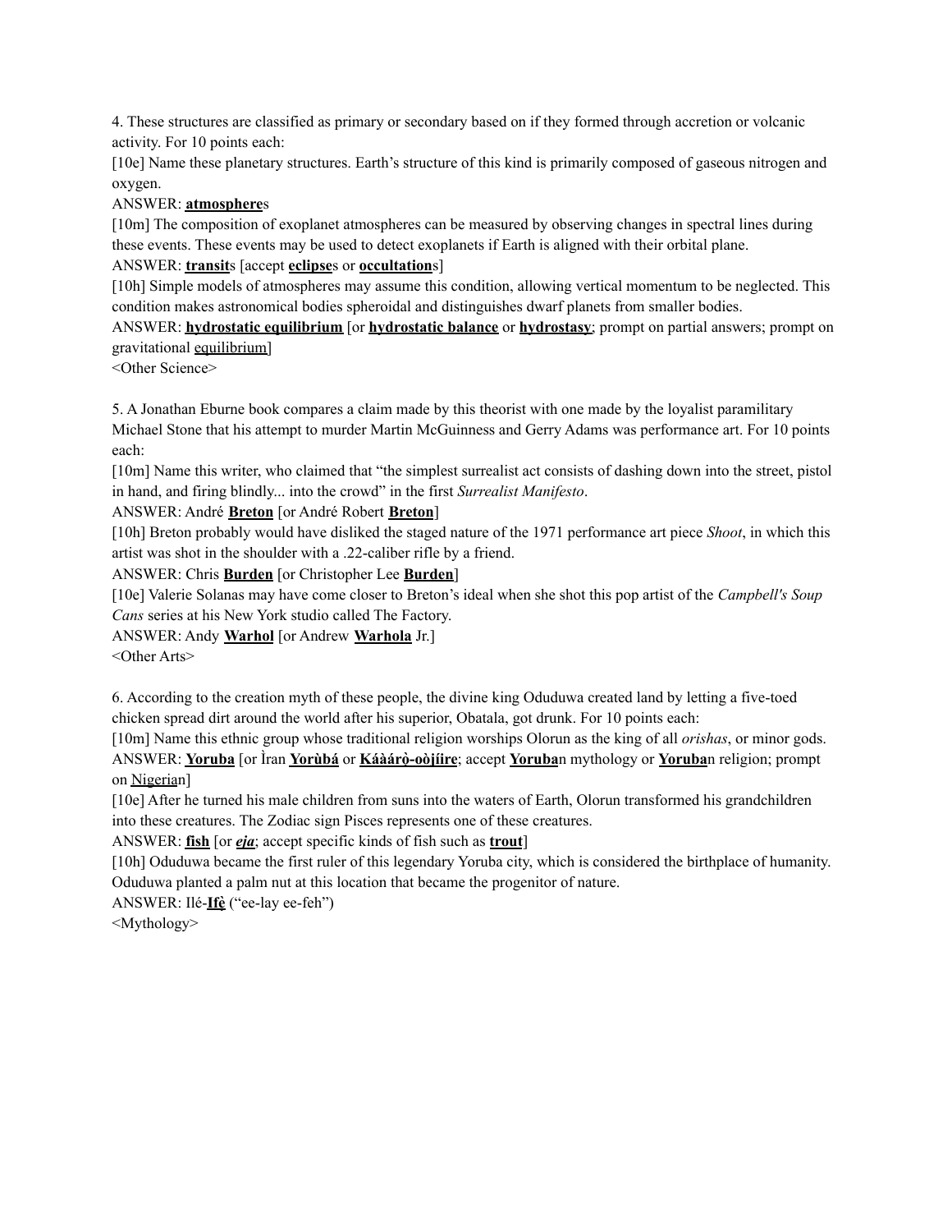4. These structures are classified as primary or secondary based on if they formed through accretion or volcanic activity. For 10 points each:

[10e] Name these planetary structures. Earth's structure of this kind is primarily composed of gaseous nitrogen and oxygen.

ANSWER: **atmosphere**s

[10m] The composition of exoplanet atmospheres can be measured by observing changes in spectral lines during these events. These events may be used to detect exoplanets if Earth is aligned with their orbital plane.

ANSWER: **transit**s [accept **eclipse**s or **occultation**s]

[10h] Simple models of atmospheres may assume this condition, allowing vertical momentum to be neglected. This condition makes astronomical bodies spheroidal and distinguishes dwarf planets from smaller bodies.

ANSWER: **hydrostatic equilibrium** [or **hydrostatic balance** or **hydrostasy**; prompt on partial answers; prompt on gravitational equilibrium]

<Other Science>

5. A Jonathan Eburne book compares a claim made by this theorist with one made by the loyalist paramilitary Michael Stone that his attempt to murder Martin McGuinness and Gerry Adams was performance art. For 10 points each:

[10m] Name this writer, who claimed that "the simplest surrealist act consists of dashing down into the street, pistol in hand, and firing blindly... into the crowd" in the first *Surrealist Manifesto*.

ANSWER: André **Breton** [or André Robert **Breton**]

[10h] Breton probably would have disliked the staged nature of the 1971 performance art piece *Shoot*, in which this artist was shot in the shoulder with a .22-caliber rifle by a friend.

ANSWER: Chris **Burden** [or Christopher Lee **Burden**]

[10e] Valerie Solanas may have come closer to Breton's ideal when she shot this pop artist of the *Campbell's Soup Cans* series at his New York studio called The Factory.

ANSWER: Andy **Warhol** [or Andrew **Warhola** Jr.]

<Other Arts>

6. According to the creation myth of these people, the divine king Oduduwa created land by letting a five-toed chicken spread dirt around the world after his superior, Obatala, got drunk. For 10 points each:

[10m] Name this ethnic group whose traditional religion worships Olorun as the king of all *orishas*, or minor gods.

ANSWER: **Yoruba** [or Ìran **Yorùbá** or **Káàárọ̀-oòjíire**; accept **Yoruba**n mythology or **Yoruba**n religion; prompt on Nigerian]

[10e] After he turned his male children from suns into the waters of Earth, Olorun transformed his grandchildren into these creatures. The Zodiac sign Pisces represents one of these creatures.

ANSWER: **fish** [or ***eja***; accept specific kinds of fish such as **trout**]

[10h] Oduduwa became the first ruler of this legendary Yoruba city, which is considered the birthplace of humanity. Oduduwa planted a palm nut at this location that became the progenitor of nature.

ANSWER: Ilé-**Ifè** ("ee-lay ee-feh")

<Mythology>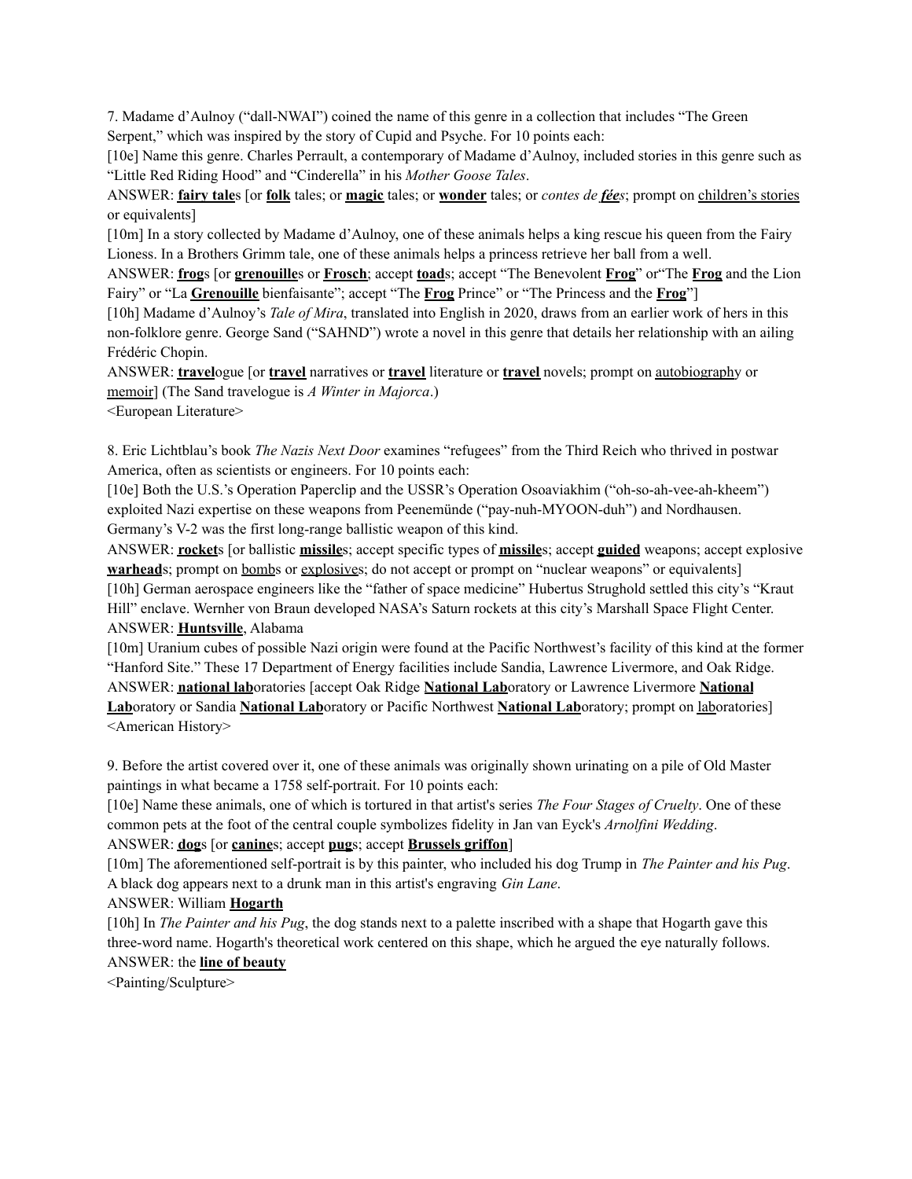7. Madame d'Aulnoy ("dall-NWAI") coined the name of this genre in a collection that includes "The Green Serpent," which was inspired by the story of Cupid and Psyche. For 10 points each:

[10e] Name this genre. Charles Perrault, a contemporary of Madame d'Aulnoy, included stories in this genre such as "Little Red Riding Hood" and "Cinderella" in his *Mother Goose Tales*.

ANSWER: **fairy tale**s [or **folk** tales; or **magic** tales; or **wonder** tales; or *contes de **fées***; prompt on children's stories or equivalents]

[10m] In a story collected by Madame d'Aulnoy, one of these animals helps a king rescue his queen from the Fairy Lioness. In a Brothers Grimm tale, one of these animals helps a princess retrieve her ball from a well.

ANSWER: **frog**s [or **grenouille**s or **Frosch**; accept **toad**s; accept "The Benevolent **Frog**" or"The **Frog** and the Lion Fairy" or "La **Grenouille** bienfaisante"; accept "The **Frog** Prince" or "The Princess and the **Frog**"]

[10h] Madame d'Aulnoy's *Tale of Mira*, translated into English in 2020, draws from an earlier work of hers in this non-folklore genre. George Sand ("SAHND") wrote a novel in this genre that details her relationship with an ailing Frédéric Chopin.

ANSWER: **travel**ogue [or **travel** narratives or **travel** literature or **travel** novels; prompt on autobiography or memoir] (The Sand travelogue is *A Winter in Majorca*.)

<European Literature>

8. Eric Lichtblau's book *The Nazis Next Door* examines "refugees" from the Third Reich who thrived in postwar America, often as scientists or engineers. For 10 points each:

[10e] Both the U.S.'s Operation Paperclip and the USSR's Operation Osoaviakhim ("oh-so-ah-vee-ah-kheem") exploited Nazi expertise on these weapons from Peenemünde ("pay-nuh-MYOON-duh") and Nordhausen. Germany's V-2 was the first long-range ballistic weapon of this kind.

ANSWER: **rocket**s [or ballistic **missile**s; accept specific types of **missile**s; accept **guided** weapons; accept explosive **warhead**s; prompt on bombs or explosives; do not accept or prompt on "nuclear weapons" or equivalents]

[10h] German aerospace engineers like the "father of space medicine" Hubertus Strughold settled this city's "Kraut Hill" enclave. Wernher von Braun developed NASA's Saturn rockets at this city's Marshall Space Flight Center.

ANSWER: **Huntsville**, Alabama

[10m] Uranium cubes of possible Nazi origin were found at the Pacific Northwest's facility of this kind at the former "Hanford Site." These 17 Department of Energy facilities include Sandia, Lawrence Livermore, and Oak Ridge.

ANSWER: **national lab**oratories [accept Oak Ridge **National Lab**oratory or Lawrence Livermore **National Lab**oratory or Sandia **National Lab**oratory or Pacific Northwest **National Lab**oratory; prompt on laboratories]

<American History>

9. Before the artist covered over it, one of these animals was originally shown urinating on a pile of Old Master paintings in what became a 1758 self-portrait. For 10 points each:

[10e] Name these animals, one of which is tortured in that artist's series *The Four Stages of Cruelty*. One of these common pets at the foot of the central couple symbolizes fidelity in Jan van Eyck's *Arnolfini Wedding*.

ANSWER: **dog**s [or **canine**s; accept **pug**s; accept **Brussels griffon**]

[10m] The aforementioned self-portrait is by this painter, who included his dog Trump in *The Painter and his Pug*. A black dog appears next to a drunk man in this artist's engraving *Gin Lane*.

ANSWER: William **Hogarth**

[10h] In *The Painter and his Pug*, the dog stands next to a palette inscribed with a shape that Hogarth gave this three-word name. Hogarth's theoretical work centered on this shape, which he argued the eye naturally follows.

ANSWER: the **line of beauty**

<Painting/Sculpture>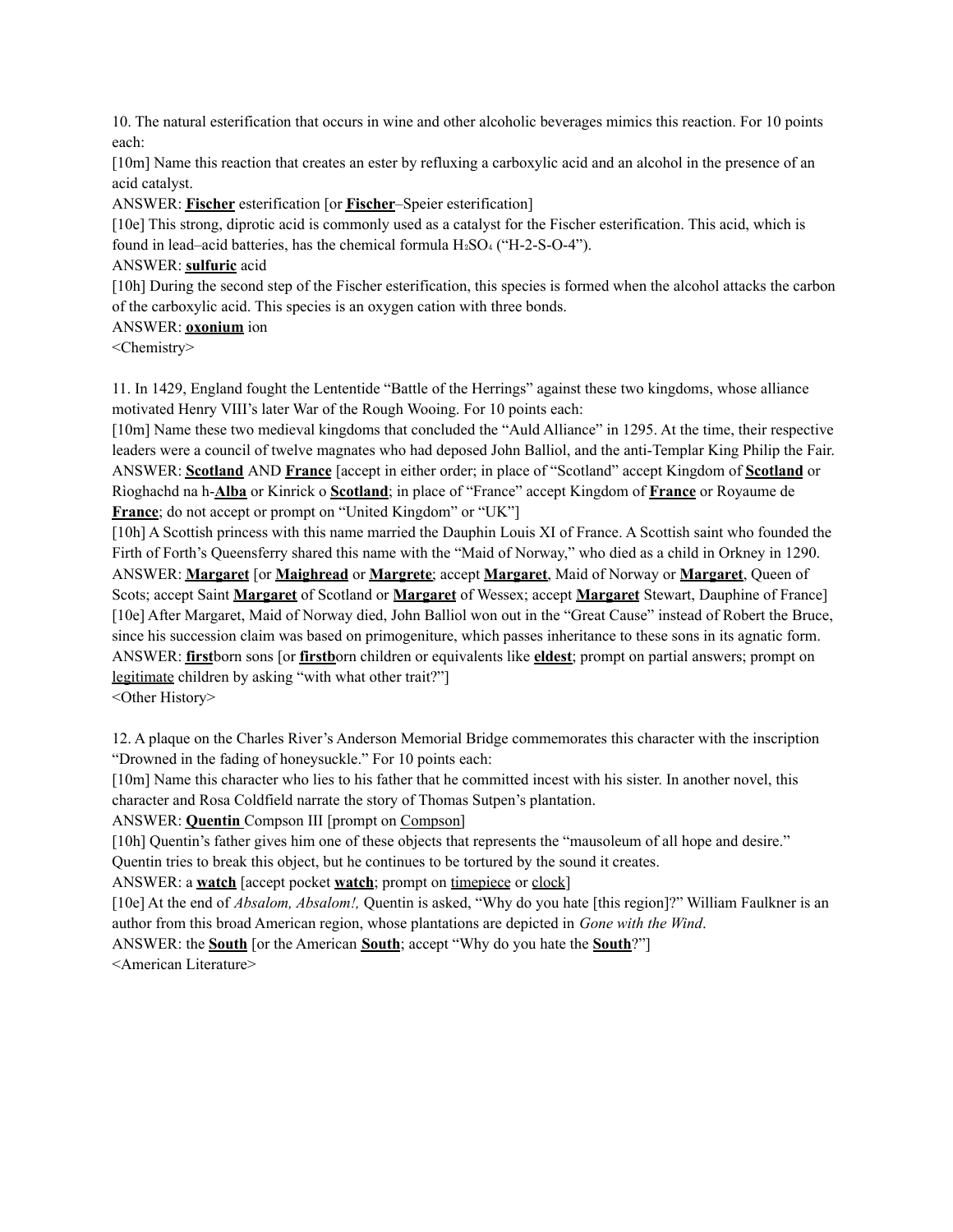10. The natural esterification that occurs in wine and other alcoholic beverages mimics this reaction. For 10 points each:

[10m] Name this reaction that creates an ester by refluxing a carboxylic acid and an alcohol in the presence of an acid catalyst.

ANSWER: **<u>Fischer</u>** esterification [or **<u>Fischer</u>**–Speier esterification]

[10e] This strong, diprotic acid is commonly used as a catalyst for the Fischer esterification. This acid, which is found in lead–acid batteries, has the chemical formula $H_2SO_4$ ("H-2-S-O-4").

ANSWER: **<u>sulfuric</u>** acid

[10h] During the second step of the Fischer esterification, this species is formed when the alcohol attacks the carbon of the carboxylic acid. This species is an oxygen cation with three bonds.

ANSWER: **<u>oxonium</u>** ion

<Chemistry>

11. In 1429, England fought the Lententide "Battle of the Herrings" against these two kingdoms, whose alliance motivated Henry VIII's later War of the Rough Wooing. For 10 points each:

[10m] Name these two medieval kingdoms that concluded the "Auld Alliance" in 1295. At the time, their respective leaders were a council of twelve magnates who had deposed John Balliol, and the anti-Templar King Philip the Fair.

ANSWER: **<u>Scotland</u>** AND **<u>France</u>** [accept in either order; in place of "Scotland" accept Kingdom of **<u>Scotland</u>** or Rìoghachd na h-**<u>Alba</u>** or Kinrick o **<u>Scotland</u>**; in place of "France" accept Kingdom of **<u>France</u>** or Royaume de **<u>France</u>**; do not accept or prompt on "United Kingdom" or "UK"]

[10h] A Scottish princess with this name married the Dauphin Louis XI of France. A Scottish saint who founded the Firth of Forth's Queensferry shared this name with the "Maid of Norway," who died as a child in Orkney in 1290.

ANSWER: **<u>Margaret</u>** [or **<u>Maighread</u>** or **<u>Margrete</u>**; accept **<u>Margaret</u>**, Maid of Norway or **<u>Margaret</u>**, Queen of Scots; accept Saint **<u>Margaret</u>** of Scotland or **<u>Margaret</u>** of Wessex; accept **<u>Margaret</u>** Stewart, Dauphine of France]

[10e] After Margaret, Maid of Norway died, John Balliol won out in the "Great Cause" instead of Robert the Bruce, since his succession claim was based on primogeniture, which passes inheritance to these sons in its agnatic form.

ANSWER: **<u>first</u>**born sons [or **<u>firstb</u>**orn children or equivalents like **<u>eldest</u>**; prompt on partial answers; prompt on <u>legitimate</u> children by asking "with what other trait?"]

<Other History>

12. A plaque on the Charles River's Anderson Memorial Bridge commemorates this character with the inscription "Drowned in the fading of honeysuckle." For 10 points each:

[10m] Name this character who lies to his father that he committed incest with his sister. In another novel, this character and Rosa Coldfield narrate the story of Thomas Sutpen's plantation.

ANSWER: **<u>Quentin</u>** Compson III [prompt on <u>Compson</u>]

[10h] Quentin's father gives him one of these objects that represents the "mausoleum of all hope and desire." Quentin tries to break this object, but he continues to be tortured by the sound it creates.

ANSWER: a **<u>watch</u>** [accept pocket **<u>watch</u>**; prompt on <u>timepiece</u> or <u>clock</u>]

[10e] At the end of *Absalom, Absalom!,* Quentin is asked, "Why do you hate [this region]?" William Faulkner is an author from this broad American region, whose plantations are depicted in *Gone with the Wind*.

ANSWER: the **<u>South</u>** [or the American **<u>South</u>**; accept "Why do you hate the **<u>South</u>**?"]

<American Literature>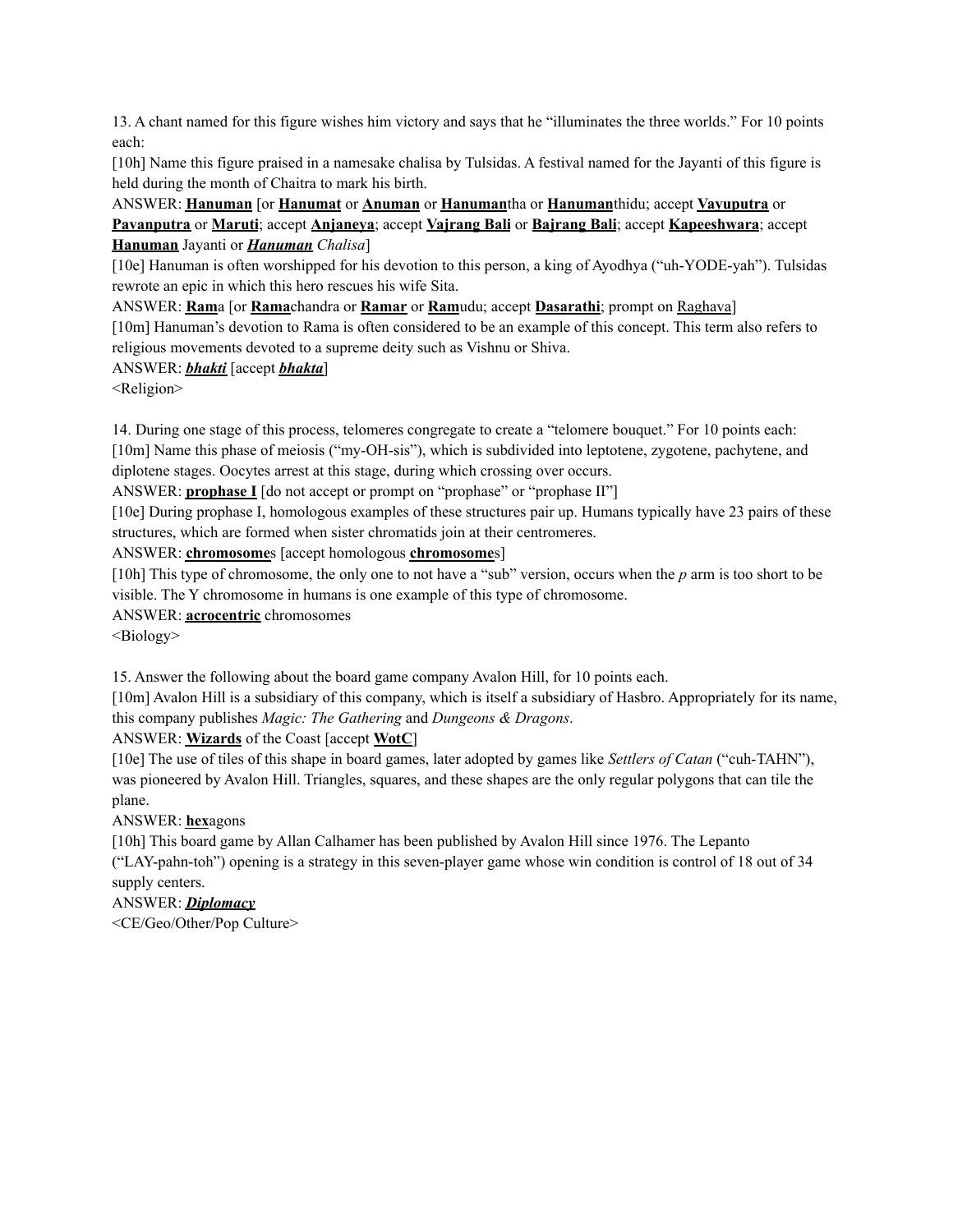13. A chant named for this figure wishes him victory and says that he "illuminates the three worlds." For 10 points each:

[10h] Name this figure praised in a namesake chalisa by Tulsidas. A festival named for the Jayanti of this figure is held during the month of Chaitra to mark his birth.

ANSWER: **<u>Hanuman</u>** [or **<u>Hanumat</u>** or **<u>Anuman</u>** or **<u>Hanuman</u>**tha or **<u>Hanuman</u>**thidu; accept **<u>Vayuputra</u>** or **<u>Pavanputra</u>** or **<u>Maruti</u>**; accept **<u>Anjaneya</u>**; accept **<u>Vajrang Bali</u>** or **<u>Bajrang Bali</u>**; accept **<u>Kapeeshwara</u>**; accept **<u>Hanuman</u>** Jayanti or ***<u>Hanuman</u>*** *Chalisa*]

[10e] Hanuman is often worshipped for his devotion to this person, a king of Ayodhya ("uh-YODE-yah"). Tulsidas rewrote an epic in which this hero rescues his wife Sita.

ANSWER: **<u>Ram</u>**a [or **<u>Rama</u>**chandra or **<u>Ramar</u>** or **<u>Ram</u>**udu; accept **<u>Dasarathi</u>**; prompt on <u>Raghava</u>]

[10m] Hanuman's devotion to Rama is often considered to be an example of this concept. This term also refers to religious movements devoted to a supreme deity such as Vishnu or Shiva.

ANSWER: ***<u>bhakti</u>*** [accept ***<u>bhakta</u>***]

<Religion>

14. During one stage of this process, telomeres congregate to create a "telomere bouquet." For 10 points each:

[10m] Name this phase of meiosis ("my-OH-sis"), which is subdivided into leptotene, zygotene, pachytene, and diplotene stages. Oocytes arrest at this stage, during which crossing over occurs.

ANSWER: **<u>prophase I</u>** [do not accept or prompt on "prophase" or "prophase II"]

[10e] During prophase I, homologous examples of these structures pair up. Humans typically have 23 pairs of these structures, which are formed when sister chromatids join at their centromeres.

ANSWER: **<u>chromosome</u>**s [accept homologous **<u>chromosome</u>**s]

[10h] This type of chromosome, the only one to not have a "sub" version, occurs when the *p* arm is too short to be visible. The Y chromosome in humans is one example of this type of chromosome.

ANSWER: **<u>acrocentric</u>** chromosomes

<Biology>

15. Answer the following about the board game company Avalon Hill, for 10 points each.

[10m] Avalon Hill is a subsidiary of this company, which is itself a subsidiary of Hasbro. Appropriately for its name, this company publishes *Magic: The Gathering* and *Dungeons & Dragons*.

ANSWER: **<u>Wizards</u>** of the Coast [accept **<u>WotC</u>**]

[10e] The use of tiles of this shape in board games, later adopted by games like *Settlers of Catan* ("cuh-TAHN"), was pioneered by Avalon Hill. Triangles, squares, and these shapes are the only regular polygons that can tile the plane.

ANSWER: **<u>hex</u>**agons

[10h] This board game by Allan Calhamer has been published by Avalon Hill since 1976. The Lepanto ("LAY-pahn-toh") opening is a strategy in this seven-player game whose win condition is control of 18 out of 34 supply centers.

ANSWER: ***<u>Diplomacy</u>***

<CE/Geo/Other/Pop Culture>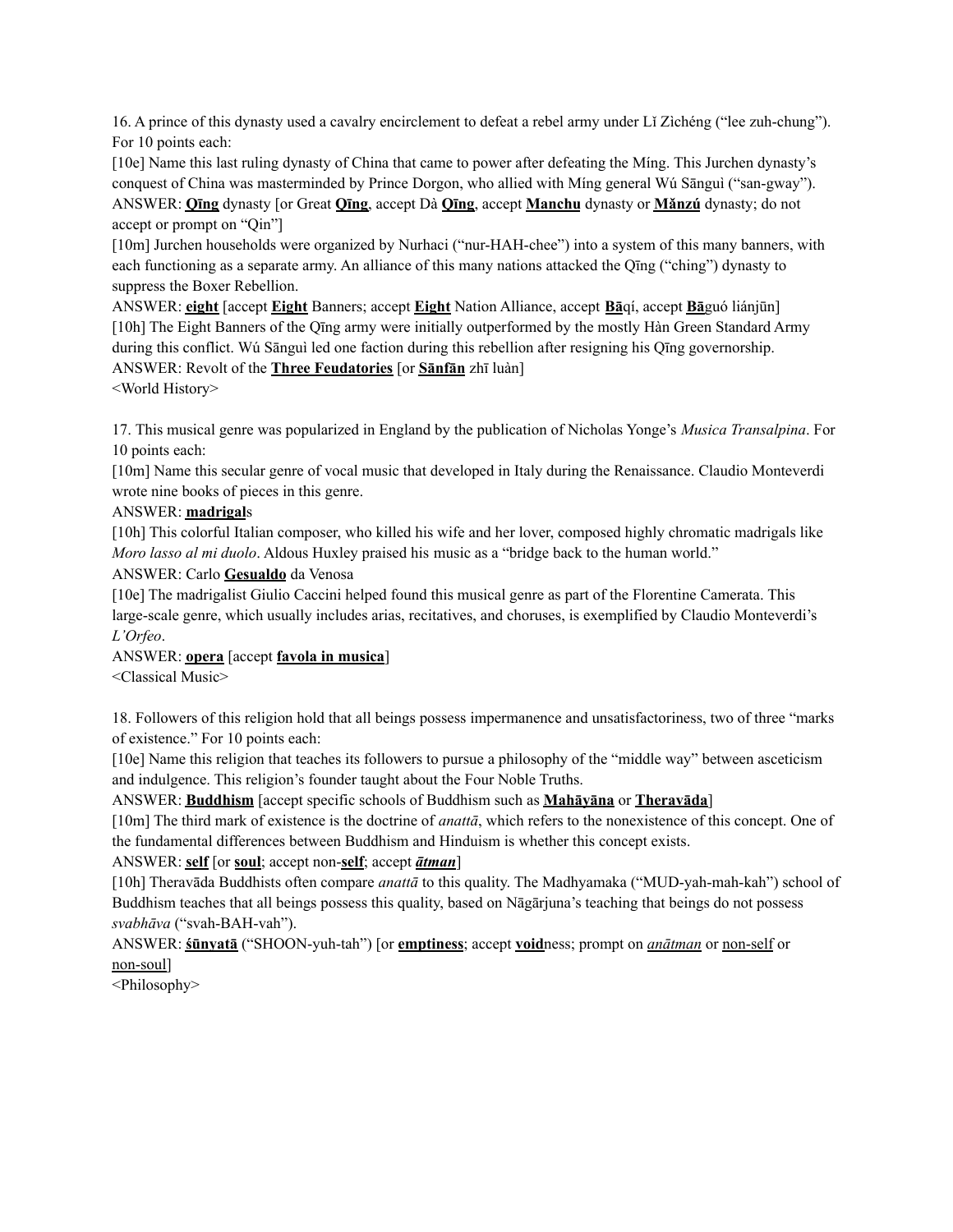16. A prince of this dynasty used a cavalry encirclement to defeat a rebel army under Lǐ Zìchéng ("lee zuh-chung"). For 10 points each:

[10e] Name this last ruling dynasty of China that came to power after defeating the Míng. This Jurchen dynasty's conquest of China was masterminded by Prince Dorgon, who allied with Míng general Wú Sānguì ("san-gway").

ANSWER: **Qīng** dynasty [or Great **Qīng**, accept Dà **Qīng**, accept **Manchu** dynasty or **Mǎnzú** dynasty; do not accept or prompt on "Qin"]

[10m] Jurchen households were organized by Nurhaci ("nur-HAH-chee") into a system of this many banners, with each functioning as a separate army. An alliance of this many nations attacked the Qīng ("ching") dynasty to suppress the Boxer Rebellion.

ANSWER: **eight** [accept **Eight** Banners; accept **Eight** Nation Alliance, accept **Bā**qí, accept **Bā**guó liánjūn]

[10h] The Eight Banners of the Qīng army were initially outperformed by the mostly Hàn Green Standard Army during this conflict. Wú Sānguì led one faction during this rebellion after resigning his Qīng governorship.

ANSWER: Revolt of the **Three Feudatories** [or **Sānfān** zhī luàn]

<World History>

17. This musical genre was popularized in England by the publication of Nicholas Yonge's *Musica Transalpina*. For 10 points each:

[10m] Name this secular genre of vocal music that developed in Italy during the Renaissance. Claudio Monteverdi wrote nine books of pieces in this genre.

ANSWER: **madrigal**s

[10h] This colorful Italian composer, who killed his wife and her lover, composed highly chromatic madrigals like *Moro lasso al mi duolo*. Aldous Huxley praised his music as a "bridge back to the human world."

ANSWER: Carlo **Gesualdo** da Venosa

[10e] The madrigalist Giulio Caccini helped found this musical genre as part of the Florentine Camerata. This large-scale genre, which usually includes arias, recitatives, and choruses, is exemplified by Claudio Monteverdi's *L'Orfeo*.

ANSWER: **opera** [accept **favola in musica**]

<Classical Music>

18. Followers of this religion hold that all beings possess impermanence and unsatisfactoriness, two of three "marks of existence." For 10 points each:

[10e] Name this religion that teaches its followers to pursue a philosophy of the "middle way" between asceticism and indulgence. This religion's founder taught about the Four Noble Truths.

ANSWER: **Buddhism** [accept specific schools of Buddhism such as **Mahāyāna** or **Theravāda**]

[10m] The third mark of existence is the doctrine of *anattā*, which refers to the nonexistence of this concept. One of the fundamental differences between Buddhism and Hinduism is whether this concept exists.

ANSWER: **self** [or **soul**; accept non-**self**; accept ***ātman***]

[10h] Theravāda Buddhists often compare *anattā* to this quality. The Madhyamaka ("MUD-yah-mah-kah") school of Buddhism teaches that all beings possess this quality, based on Nāgārjuna's teaching that beings do not possess *svabhāva* ("svah-BAH-vah").

ANSWER: **śūnyatā** ("SHOON-yuh-tah") [or **emptiness**; accept **void**ness; prompt on *anātman* or non-self or non-soul]

<Philosophy>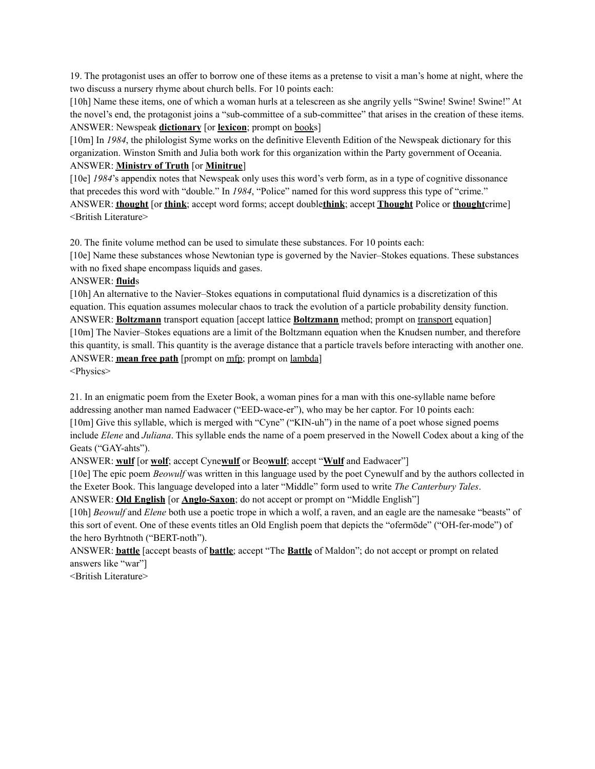19. The protagonist uses an offer to borrow one of these items as a pretense to visit a man's home at night, where the two discuss a nursery rhyme about church bells. For 10 points each:

[10h] Name these items, one of which a woman hurls at a telescreen as she angrily yells "Swine! Swine! Swine!" At the novel's end, the protagonist joins a "sub-committee of a sub-committee" that arises in the creation of these items.

ANSWER: Newspeak **dictionary** [or **lexicon**; prompt on books]

[10m] In *1984*, the philologist Syme works on the definitive Eleventh Edition of the Newspeak dictionary for this organization. Winston Smith and Julia both work for this organization within the Party government of Oceania.

ANSWER: **Ministry of Truth** [or **Minitrue**]

[10e] *1984*'s appendix notes that Newspeak only uses this word's verb form, as in a type of cognitive dissonance that precedes this word with "double." In *1984*, "Police" named for this word suppress this type of "crime."

ANSWER: **thought** [or **think**; accept word forms; accept double**think**; accept **Thought** Police or **thought**crime]

<British Literature>

20. The finite volume method can be used to simulate these substances. For 10 points each:

[10e] Name these substances whose Newtonian type is governed by the Navier–Stokes equations. These substances with no fixed shape encompass liquids and gases.

ANSWER: **fluid**s

[10h] An alternative to the Navier–Stokes equations in computational fluid dynamics is a discretization of this equation. This equation assumes molecular chaos to track the evolution of a particle probability density function.

ANSWER: **Boltzmann** transport equation [accept lattice **Boltzmann** method; prompt on transport equation]

[10m] The Navier–Stokes equations are a limit of the Boltzmann equation when the Knudsen number, and therefore this quantity, is small. This quantity is the average distance that a particle travels before interacting with another one.

ANSWER: **mean free path** [prompt on mfp; prompt on lambda]

<Physics>

21. In an enigmatic poem from the Exeter Book, a woman pines for a man with this one-syllable name before addressing another man named Eadwacer ("EED-wace-er"), who may be her captor. For 10 points each:

[10m] Give this syllable, which is merged with "Cyne" ("KIN-uh") in the name of a poet whose signed poems include *Elene* and *Juliana*. This syllable ends the name of a poem preserved in the Nowell Codex about a king of the Geats ("GAY-ahts").

ANSWER: **wulf** [or **wolf**; accept Cyne**wulf** or Beo**wulf**; accept "**Wulf** and Eadwacer"]

[10e] The epic poem *Beowulf* was written in this language used by the poet Cynewulf and by the authors collected in the Exeter Book. This language developed into a later "Middle" form used to write *The Canterbury Tales*.

ANSWER: **Old English** [or **Anglo-Saxon**; do not accept or prompt on "Middle English"]

[10h] *Beowulf* and *Elene* both use a poetic trope in which a wolf, a raven, and an eagle are the namesake "beasts" of this sort of event. One of these events titles an Old English poem that depicts the "ofermōde" ("OH-fer-mode") of the hero Byrhtnoth ("BERT-noth").

ANSWER: **battle** [accept beasts of **battle**; accept "The **Battle** of Maldon"; do not accept or prompt on related answers like "war"]

<British Literature>